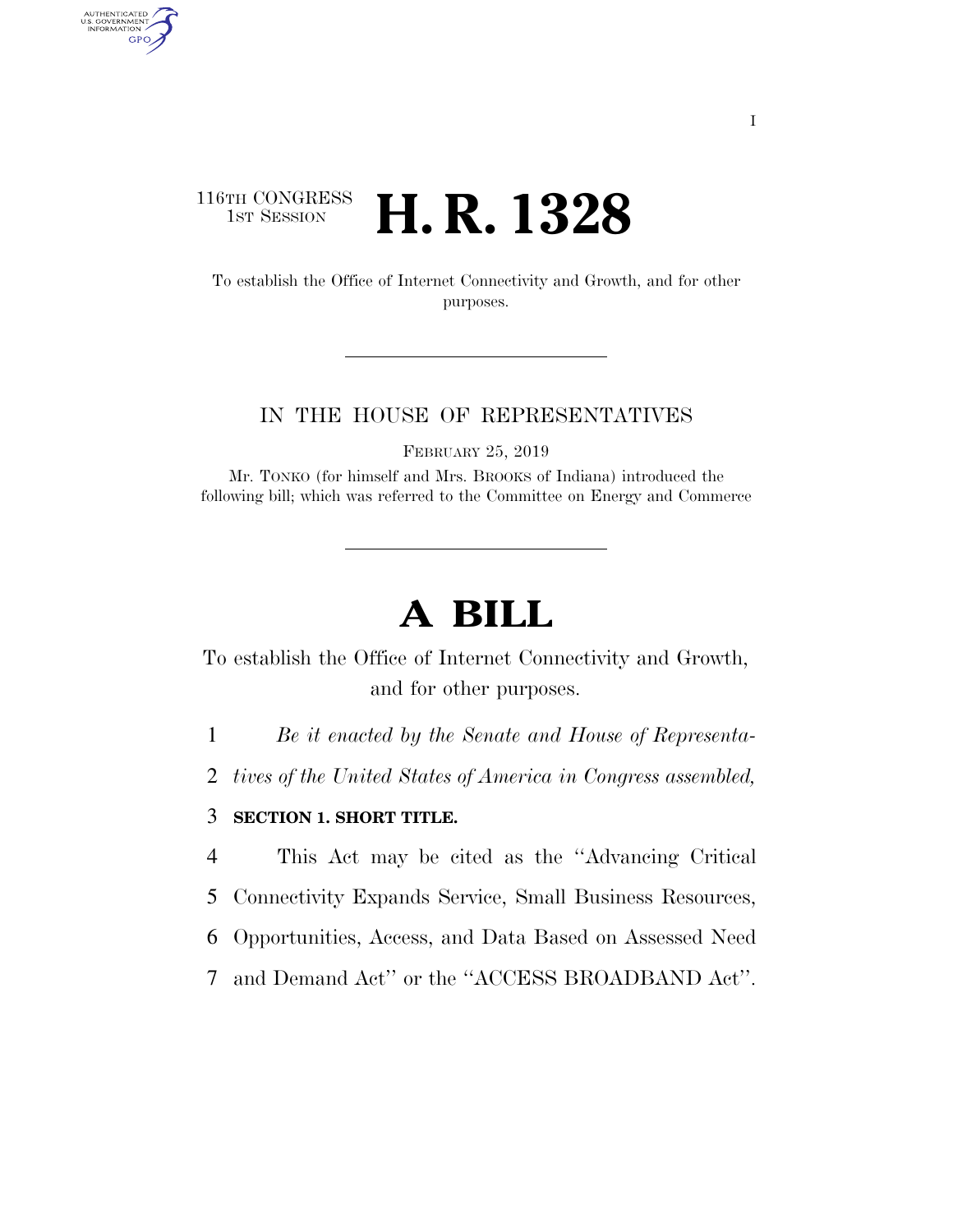116TH CONGRESS
1ST SESSION

# H. R. 1328

To establish the Office of Internet Connectivity and Growth, and for other purposes.

IN THE HOUSE OF REPRESENTATIVES

FEBRUARY 25, 2019

Mr. TONKO (for himself and Mrs. BROOKS of Indiana) introduced the following bill; which was referred to the Committee on Energy and Commerce

# A BILL

To establish the Office of Internet Connectivity and Growth, and for other purposes.

1 *Be it enacted by the Senate and House of Representa-*
2 *tives of the United States of America in Congress assembled,*

3 **SECTION 1. SHORT TITLE.**

4 This Act may be cited as the ''Advancing Critical
5 Connectivity Expands Service, Small Business Resources,
6 Opportunities, Access, and Data Based on Assessed Need
7 and Demand Act'' or the ''ACCESS BROADBAND Act''.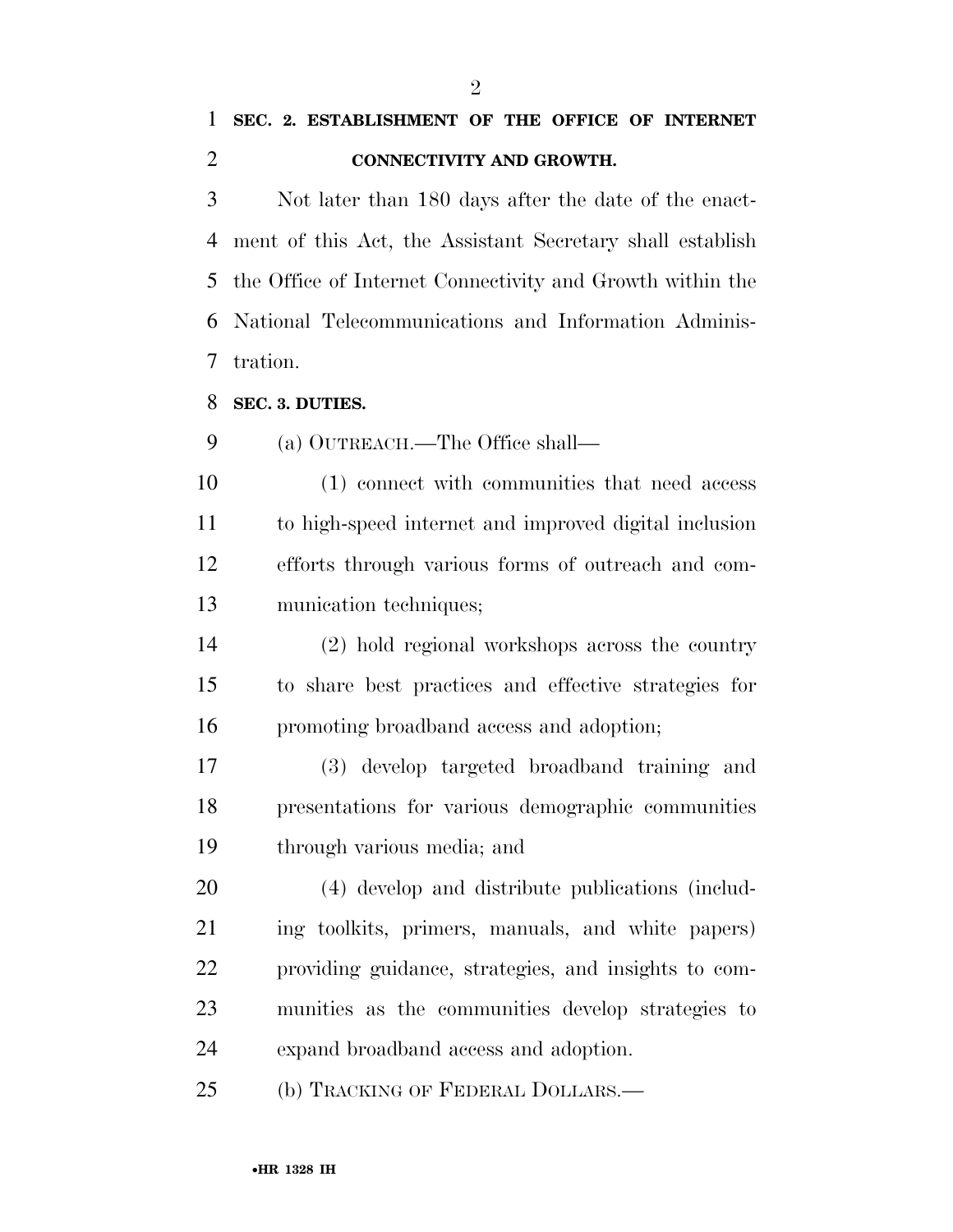**SEC. 2. ESTABLISHMENT OF THE OFFICE OF INTERNET CONNECTIVITY AND GROWTH.**

Not later than 180 days after the date of the enactment of this Act, the Assistant Secretary shall establish the Office of Internet Connectivity and Growth within the National Telecommunications and Information Administration.

**SEC. 3. DUTIES.**

(a) OUTREACH.—The Office shall—

(1) connect with communities that need access to high-speed internet and improved digital inclusion efforts through various forms of outreach and communication techniques;

(2) hold regional workshops across the country to share best practices and effective strategies for promoting broadband access and adoption;

(3) develop targeted broadband training and presentations for various demographic communities through various media; and

(4) develop and distribute publications (including toolkits, primers, manuals, and white papers) providing guidance, strategies, and insights to communities as the communities develop strategies to expand broadband access and adoption.

(b) TRACKING OF FEDERAL DOLLARS.—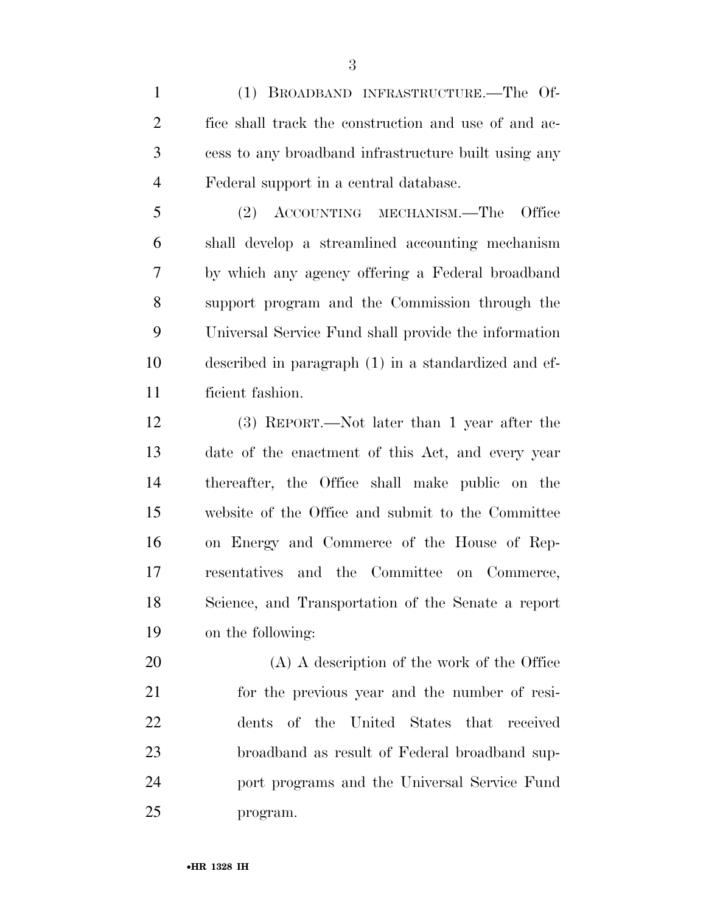(1) BROADBAND INFRASTRUCTURE.—The Office shall track the construction and use of and access to any broadband infrastructure built using any Federal support in a central database.

(2) ACCOUNTING MECHANISM.—The Office shall develop a streamlined accounting mechanism by which any agency offering a Federal broadband support program and the Commission through the Universal Service Fund shall provide the information described in paragraph (1) in a standardized and efficient fashion.

(3) REPORT.—Not later than 1 year after the date of the enactment of this Act, and every year thereafter, the Office shall make public on the website of the Office and submit to the Committee on Energy and Commerce of the House of Representatives and the Committee on Commerce, Science, and Transportation of the Senate a report on the following:

(A) A description of the work of the Office for the previous year and the number of residents of the United States that received broadband as result of Federal broadband support programs and the Universal Service Fund program.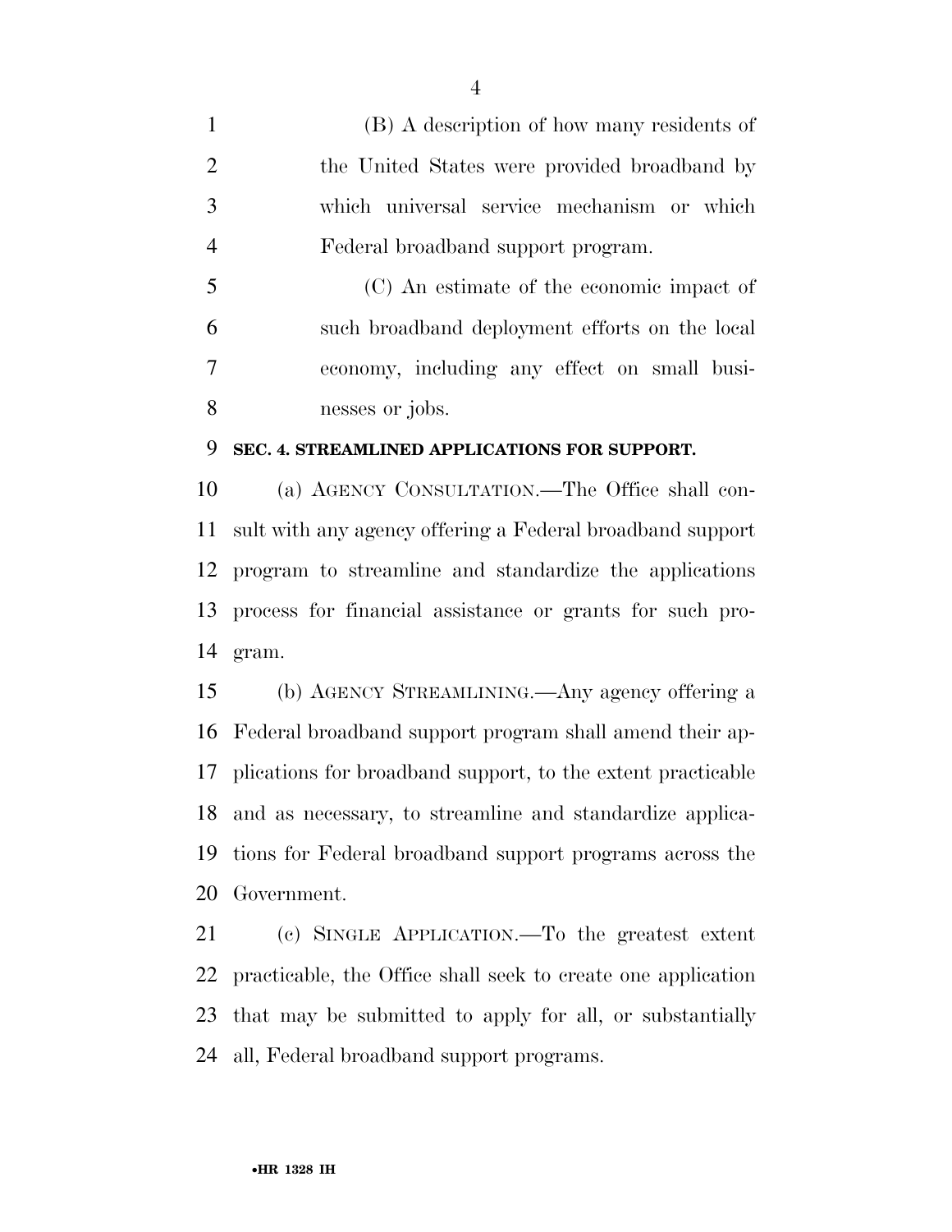(B) A description of how many residents of the United States were provided broadband by which universal service mechanism or which Federal broadband support program.

(C) An estimate of the economic impact of such broadband deployment efforts on the local economy, including any effect on small businesses or jobs.

**SEC. 4. STREAMLINED APPLICATIONS FOR SUPPORT.**

(a) AGENCY CONSULTATION.—The Office shall consult with any agency offering a Federal broadband support program to streamline and standardize the applications process for financial assistance or grants for such program.

(b) AGENCY STREAMLINING.—Any agency offering a Federal broadband support program shall amend their applications for broadband support, to the extent practicable and as necessary, to streamline and standardize applications for Federal broadband support programs across the Government.

(c) SINGLE APPLICATION.—To the greatest extent practicable, the Office shall seek to create one application that may be submitted to apply for all, or substantially all, Federal broadband support programs.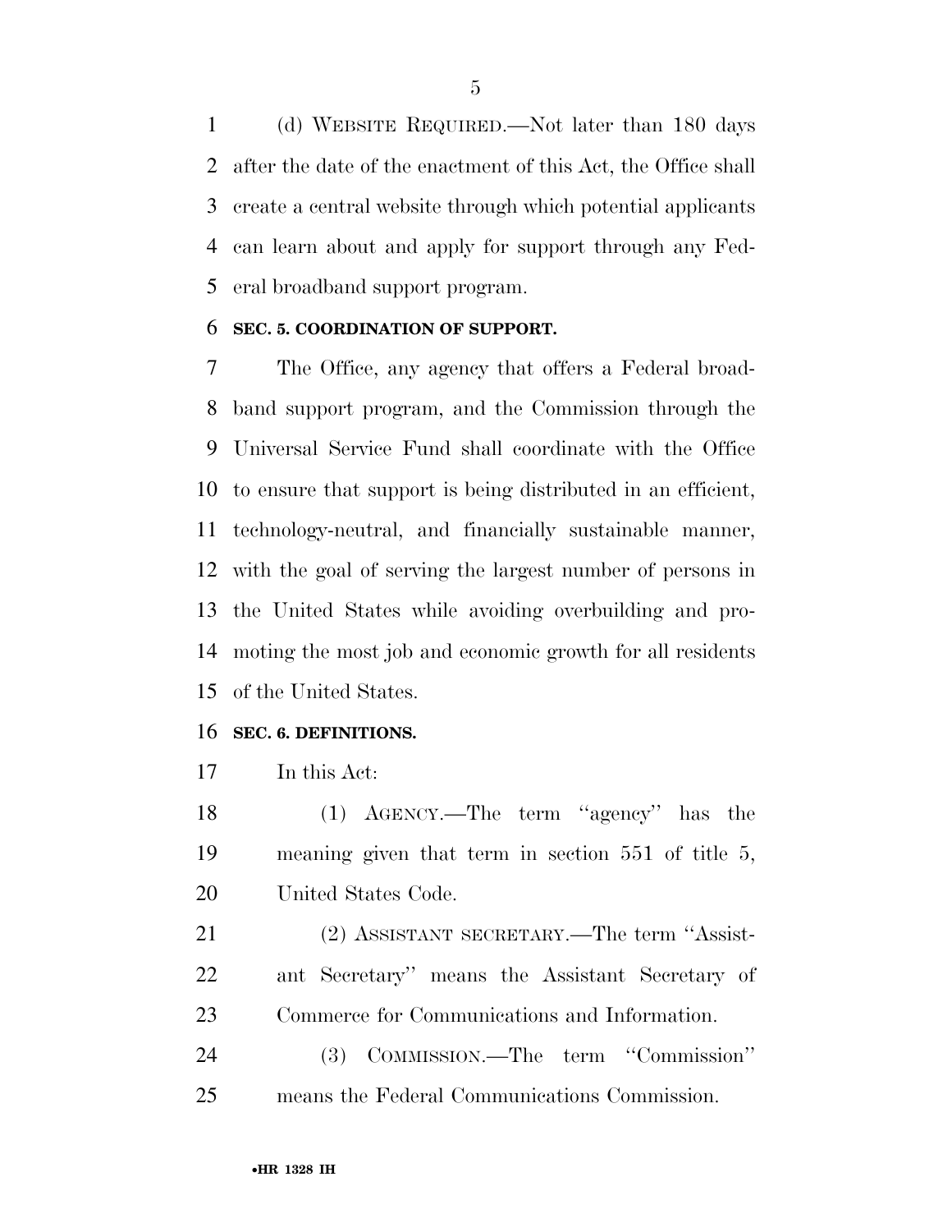(d) WEBSITE REQUIRED.—Not later than 180 days after the date of the enactment of this Act, the Office shall create a central website through which potential applicants can learn about and apply for support through any Federal broadband support program.

**SEC. 5. COORDINATION OF SUPPORT.**

The Office, any agency that offers a Federal broadband support program, and the Commission through the Universal Service Fund shall coordinate with the Office to ensure that support is being distributed in an efficient, technology-neutral, and financially sustainable manner, with the goal of serving the largest number of persons in the United States while avoiding overbuilding and promoting the most job and economic growth for all residents of the United States.

**SEC. 6. DEFINITIONS.**

In this Act:

(1) AGENCY.—The term ''agency'' has the meaning given that term in section 551 of title 5, United States Code.

(2) ASSISTANT SECRETARY.—The term ''Assistant Secretary'' means the Assistant Secretary of Commerce for Communications and Information.

(3) COMMISSION.—The term ''Commission'' means the Federal Communications Commission.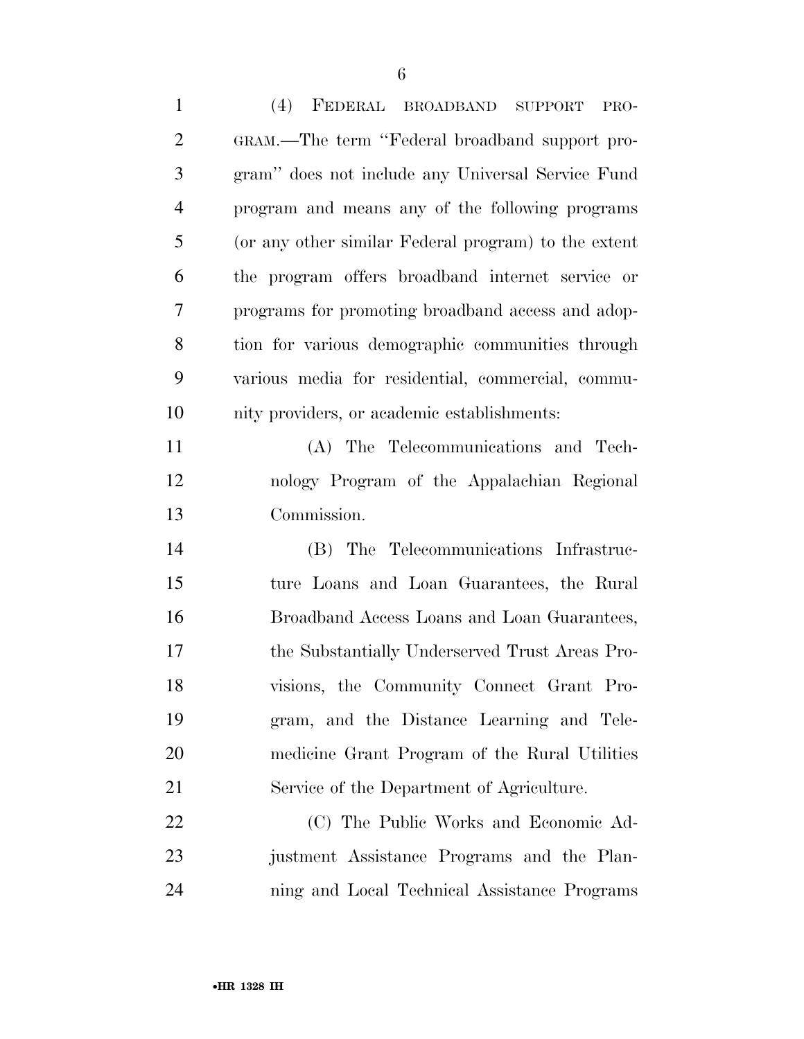(4) FEDERAL BROADBAND SUPPORT PROGRAM.—The term "Federal broadband support program" does not include any Universal Service Fund program and means any of the following programs (or any other similar Federal program) to the extent the program offers broadband internet service or programs for promoting broadband access and adoption for various demographic communities through various media for residential, commercial, community providers, or academic establishments:

(A) The Telecommunications and Technology Program of the Appalachian Regional Commission.

(B) The Telecommunications Infrastructure Loans and Loan Guarantees, the Rural Broadband Access Loans and Loan Guarantees, the Substantially Underserved Trust Areas Provisions, the Community Connect Grant Program, and the Distance Learning and Telemedicine Grant Program of the Rural Utilities Service of the Department of Agriculture.

(C) The Public Works and Economic Adjustment Assistance Programs and the Planning and Local Technical Assistance Programs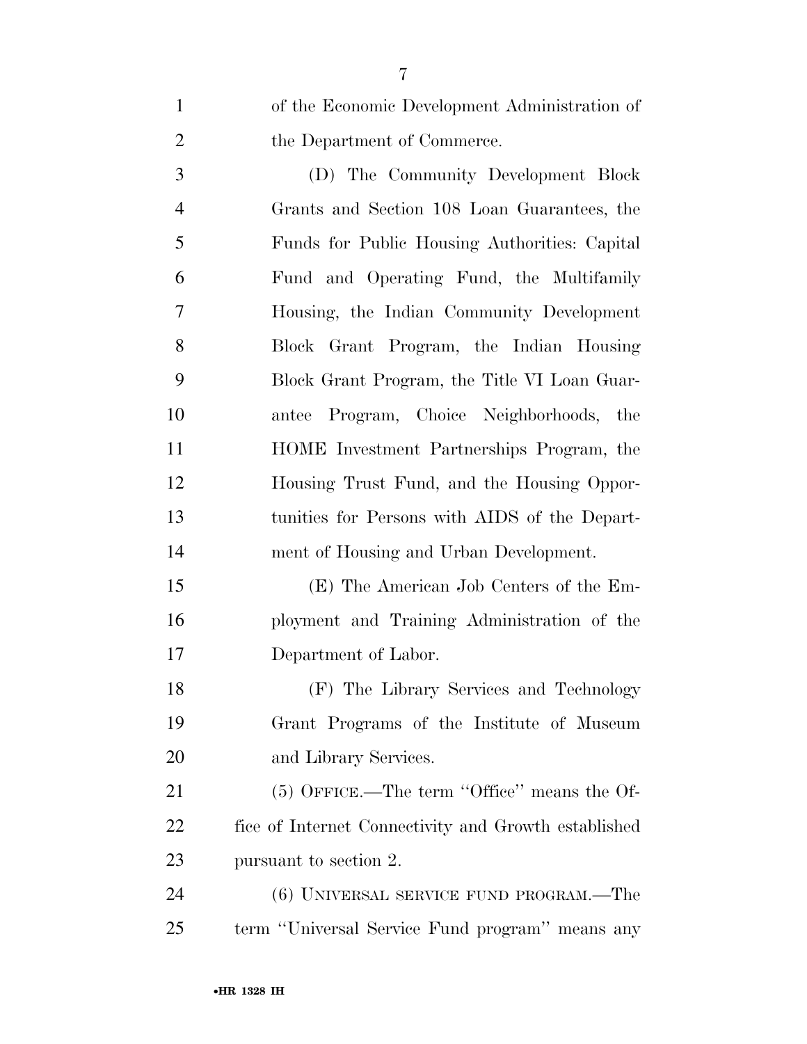of the Economic Development Administration of the Department of Commerce.

(D) The Community Development Block Grants and Section 108 Loan Guarantees, the Funds for Public Housing Authorities: Capital Fund and Operating Fund, the Multifamily Housing, the Indian Community Development Block Grant Program, the Indian Housing Block Grant Program, the Title VI Loan Guarantee Program, Choice Neighborhoods, the HOME Investment Partnerships Program, the Housing Trust Fund, and the Housing Opportunities for Persons with AIDS of the Department of Housing and Urban Development.

(E) The American Job Centers of the Employment and Training Administration of the Department of Labor.

(F) The Library Services and Technology Grant Programs of the Institute of Museum and Library Services.

(5) OFFICE.—The term ''Office'' means the Office of Internet Connectivity and Growth established pursuant to section 2.

(6) UNIVERSAL SERVICE FUND PROGRAM.—The term ''Universal Service Fund program'' means any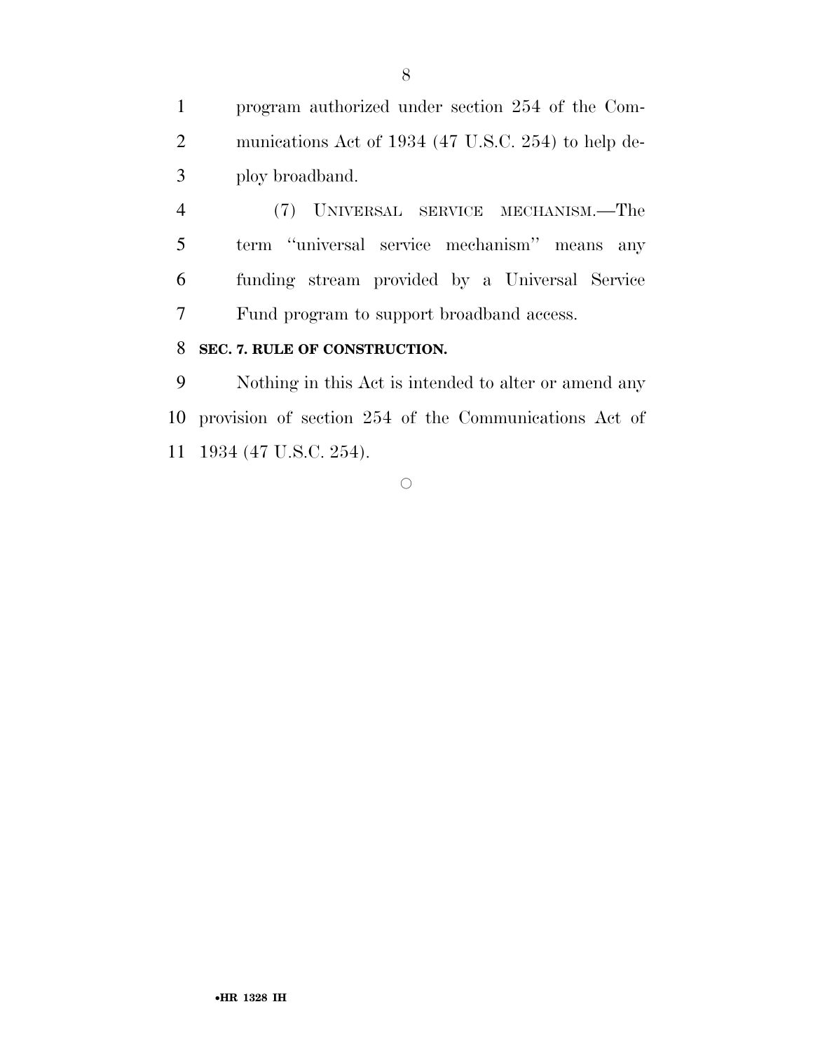program authorized under section 254 of the Communications Act of 1934 (47 U.S.C. 254) to help deploy broadband.

(7) UNIVERSAL SERVICE MECHANISM.—The term ''universal service mechanism'' means any funding stream provided by a Universal Service Fund program to support broadband access.

**SEC. 7. RULE OF CONSTRUCTION.**

Nothing in this Act is intended to alter or amend any provision of section 254 of the Communications Act of 1934 (47 U.S.C. 254).

○